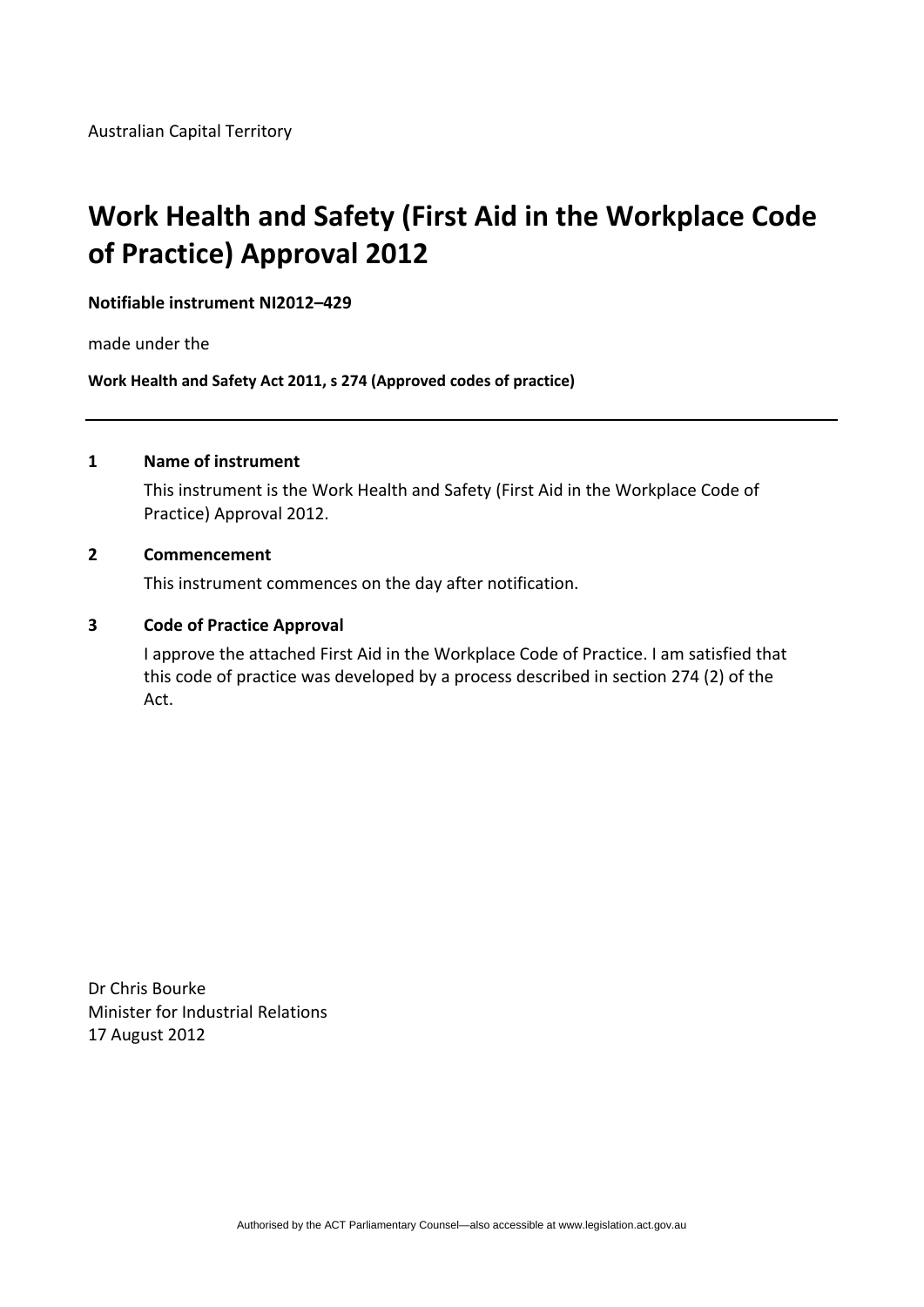Australian Capital Territory

# Work Health and Safety (First Aid in the Workplace Code of Practice) Approval 2012

**Notifiable instrument NI2012–429**

made under the

**Work Health and Safety Act 2011, s 274 (Approved codes of practice)**

---

## 1 Name of instrument

This instrument is the Work Health and Safety (First Aid in the Workplace Code of Practice) Approval 2012.

## 2 Commencement

This instrument commences on the day after notification.

## 3 Code of Practice Approval

I approve the attached First Aid in the Workplace Code of Practice. I am satisfied that this code of practice was developed by a process described in section 274 (2) of the Act.

Dr Chris Bourke
Minister for Industrial Relations
17 August 2012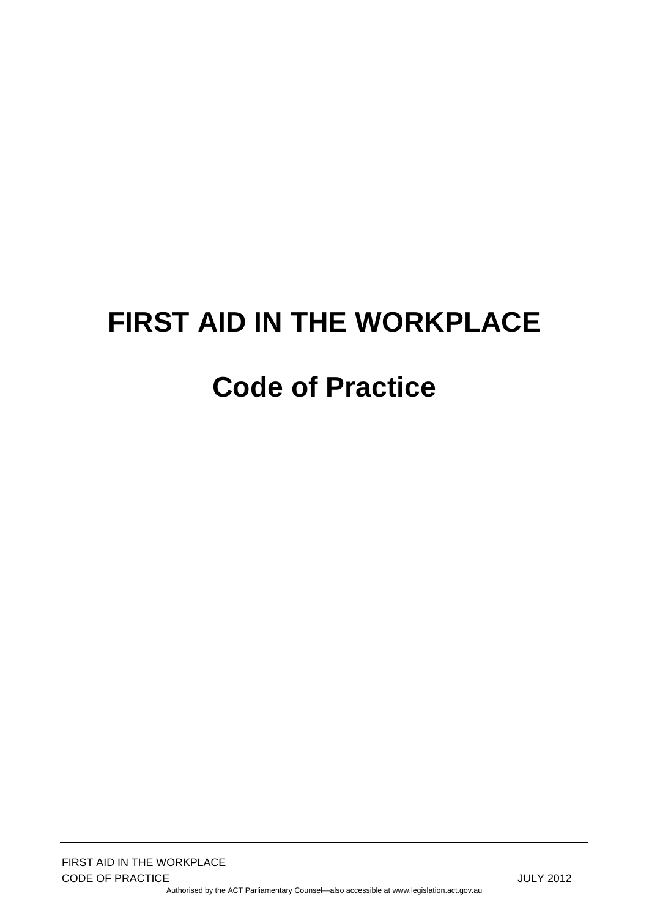# FIRST AID IN THE WORKPLACE

# Code of Practice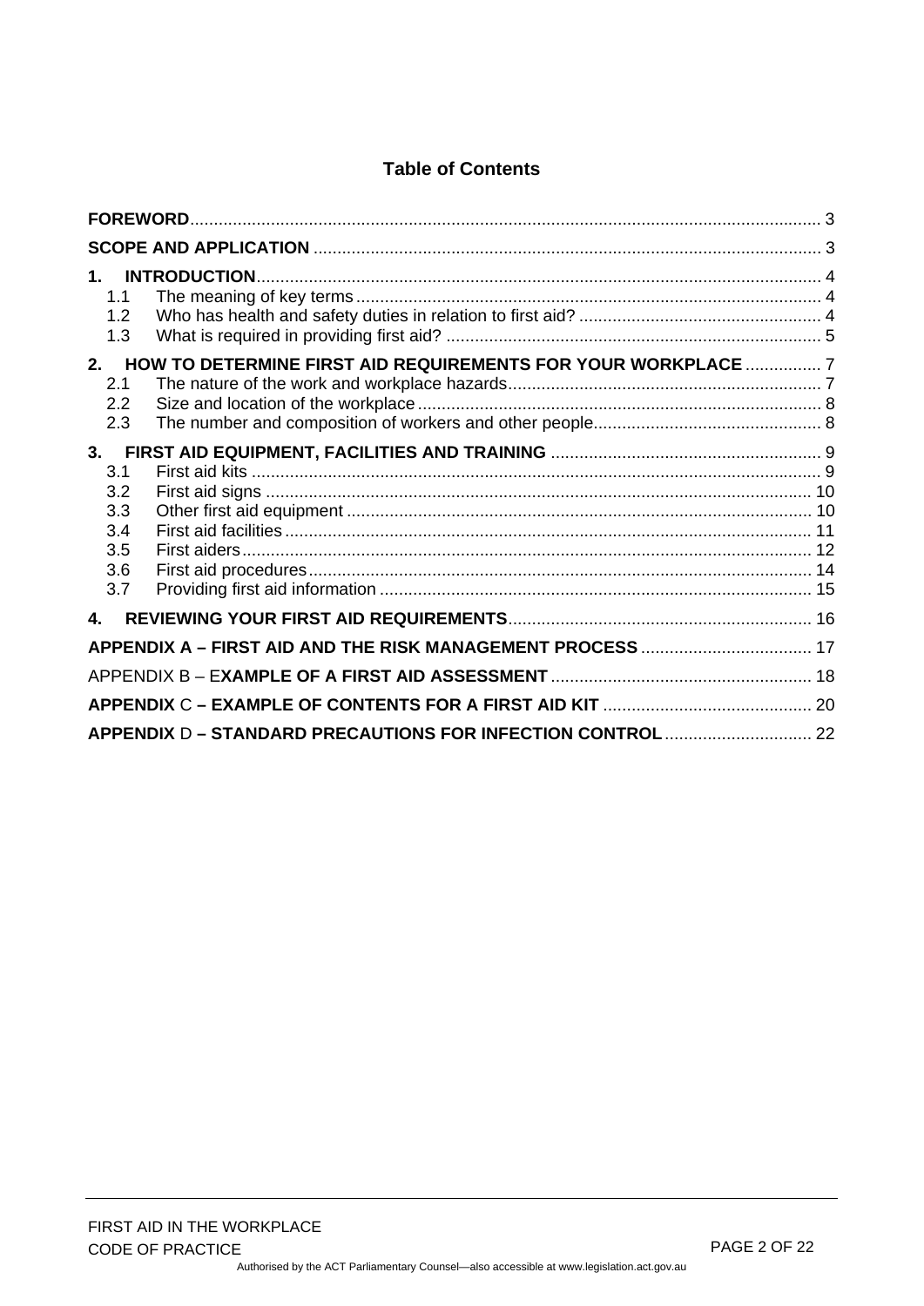# Table of Contents

**FOREWORD** .................... 3

**SCOPE AND APPLICATION** .................... 3

**1. INTRODUCTION** .................... 4
- 1.1 The meaning of key terms .................... 4
- 1.2 Who has health and safety duties in relation to first aid? .................... 4
- 1.3 What is required in providing first aid? .................... 5

**2. HOW TO DETERMINE FIRST AID REQUIREMENTS FOR YOUR WORKPLACE** .................... 7
- 2.1 The nature of the work and workplace hazards .................... 7
- 2.2 Size and location of the workplace .................... 8
- 2.3 The number and composition of workers and other people .................... 8

**3. FIRST AID EQUIPMENT, FACILITIES AND TRAINING** .................... 9
- 3.1 First aid kits .................... 9
- 3.2 First aid signs .................... 10
- 3.3 Other first aid equipment .................... 10
- 3.4 First aid facilities .................... 11
- 3.5 First aiders .................... 12
- 3.6 First aid procedures .................... 14
- 3.7 Providing first aid information .................... 15

**4. REVIEWING YOUR FIRST AID REQUIREMENTS** .................... 16

**APPENDIX A – FIRST AID AND THE RISK MANAGEMENT PROCESS** .................... 17

APPENDIX B – E**XAMPLE OF A FIRST AID ASSESSMENT** .................... 18

**APPENDIX** C **– EXAMPLE OF CONTENTS FOR A FIRST AID KIT** .................... 20

**APPENDIX** D **– STANDARD PRECAUTIONS FOR INFECTION CONTROL** .................... 22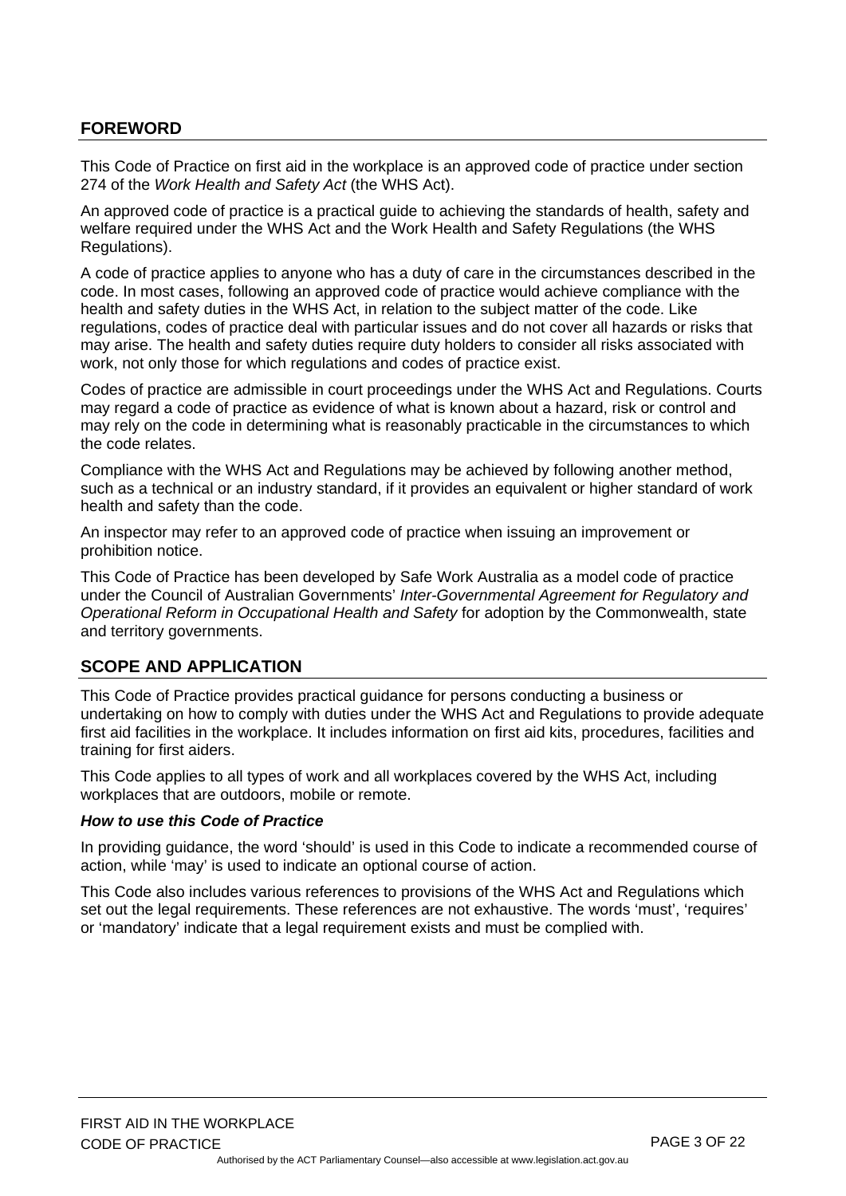## FOREWORD

This Code of Practice on first aid in the workplace is an approved code of practice under section 274 of the *Work Health and Safety Act* (the WHS Act).

An approved code of practice is a practical guide to achieving the standards of health, safety and welfare required under the WHS Act and the Work Health and Safety Regulations (the WHS Regulations).

A code of practice applies to anyone who has a duty of care in the circumstances described in the code. In most cases, following an approved code of practice would achieve compliance with the health and safety duties in the WHS Act, in relation to the subject matter of the code. Like regulations, codes of practice deal with particular issues and do not cover all hazards or risks that may arise. The health and safety duties require duty holders to consider all risks associated with work, not only those for which regulations and codes of practice exist.

Codes of practice are admissible in court proceedings under the WHS Act and Regulations. Courts may regard a code of practice as evidence of what is known about a hazard, risk or control and may rely on the code in determining what is reasonably practicable in the circumstances to which the code relates.

Compliance with the WHS Act and Regulations may be achieved by following another method, such as a technical or an industry standard, if it provides an equivalent or higher standard of work health and safety than the code.

An inspector may refer to an approved code of practice when issuing an improvement or prohibition notice.

This Code of Practice has been developed by Safe Work Australia as a model code of practice under the Council of Australian Governments' *Inter-Governmental Agreement for Regulatory and Operational Reform in Occupational Health and Safety* for adoption by the Commonwealth, state and territory governments.

## SCOPE AND APPLICATION

This Code of Practice provides practical guidance for persons conducting a business or undertaking on how to comply with duties under the WHS Act and Regulations to provide adequate first aid facilities in the workplace. It includes information on first aid kits, procedures, facilities and training for first aiders.

This Code applies to all types of work and all workplaces covered by the WHS Act, including workplaces that are outdoors, mobile or remote.

***How to use this Code of Practice***

In providing guidance, the word 'should' is used in this Code to indicate a recommended course of action, while 'may' is used to indicate an optional course of action.

This Code also includes various references to provisions of the WHS Act and Regulations which set out the legal requirements. These references are not exhaustive. The words 'must', 'requires' or 'mandatory' indicate that a legal requirement exists and must be complied with.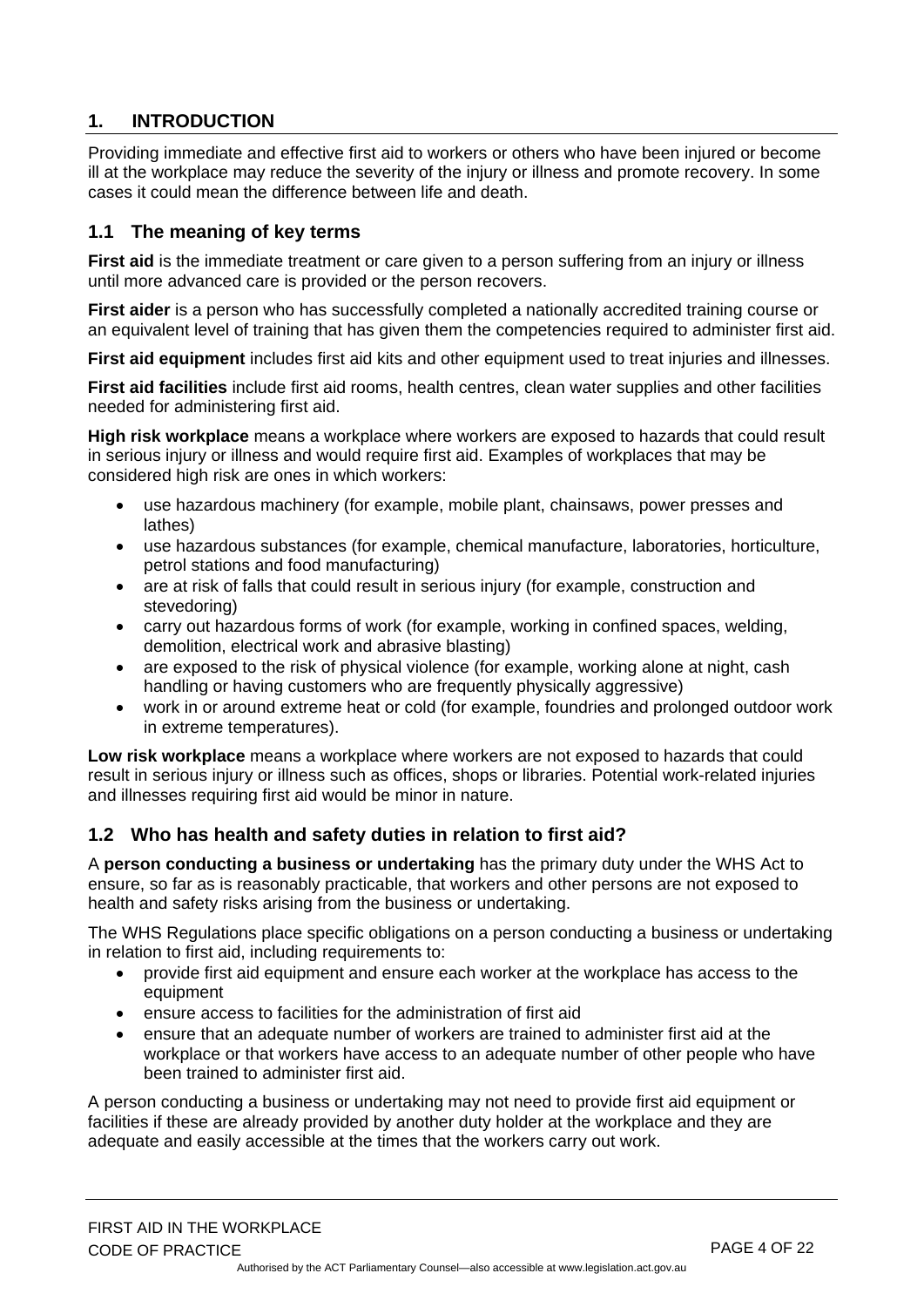## 1. INTRODUCTION

Providing immediate and effective first aid to workers or others who have been injured or become ill at the workplace may reduce the severity of the injury or illness and promote recovery. In some cases it could mean the difference between life and death.

### 1.1 The meaning of key terms

**First aid** is the immediate treatment or care given to a person suffering from an injury or illness until more advanced care is provided or the person recovers.

**First aider** is a person who has successfully completed a nationally accredited training course or an equivalent level of training that has given them the competencies required to administer first aid.

**First aid equipment** includes first aid kits and other equipment used to treat injuries and illnesses.

**First aid facilities** include first aid rooms, health centres, clean water supplies and other facilities needed for administering first aid.

**High risk workplace** means a workplace where workers are exposed to hazards that could result in serious injury or illness and would require first aid. Examples of workplaces that may be considered high risk are ones in which workers:

- use hazardous machinery (for example, mobile plant, chainsaws, power presses and lathes)
- use hazardous substances (for example, chemical manufacture, laboratories, horticulture, petrol stations and food manufacturing)
- are at risk of falls that could result in serious injury (for example, construction and stevedoring)
- carry out hazardous forms of work (for example, working in confined spaces, welding, demolition, electrical work and abrasive blasting)
- are exposed to the risk of physical violence (for example, working alone at night, cash handling or having customers who are frequently physically aggressive)
- work in or around extreme heat or cold (for example, foundries and prolonged outdoor work in extreme temperatures).

**Low risk workplace** means a workplace where workers are not exposed to hazards that could result in serious injury or illness such as offices, shops or libraries. Potential work-related injuries and illnesses requiring first aid would be minor in nature.

### 1.2 Who has health and safety duties in relation to first aid?

A **person conducting a business or undertaking** has the primary duty under the WHS Act to ensure, so far as is reasonably practicable, that workers and other persons are not exposed to health and safety risks arising from the business or undertaking.

The WHS Regulations place specific obligations on a person conducting a business or undertaking in relation to first aid, including requirements to:

- provide first aid equipment and ensure each worker at the workplace has access to the equipment
- ensure access to facilities for the administration of first aid
- ensure that an adequate number of workers are trained to administer first aid at the workplace or that workers have access to an adequate number of other people who have been trained to administer first aid.

A person conducting a business or undertaking may not need to provide first aid equipment or facilities if these are already provided by another duty holder at the workplace and they are adequate and easily accessible at the times that the workers carry out work.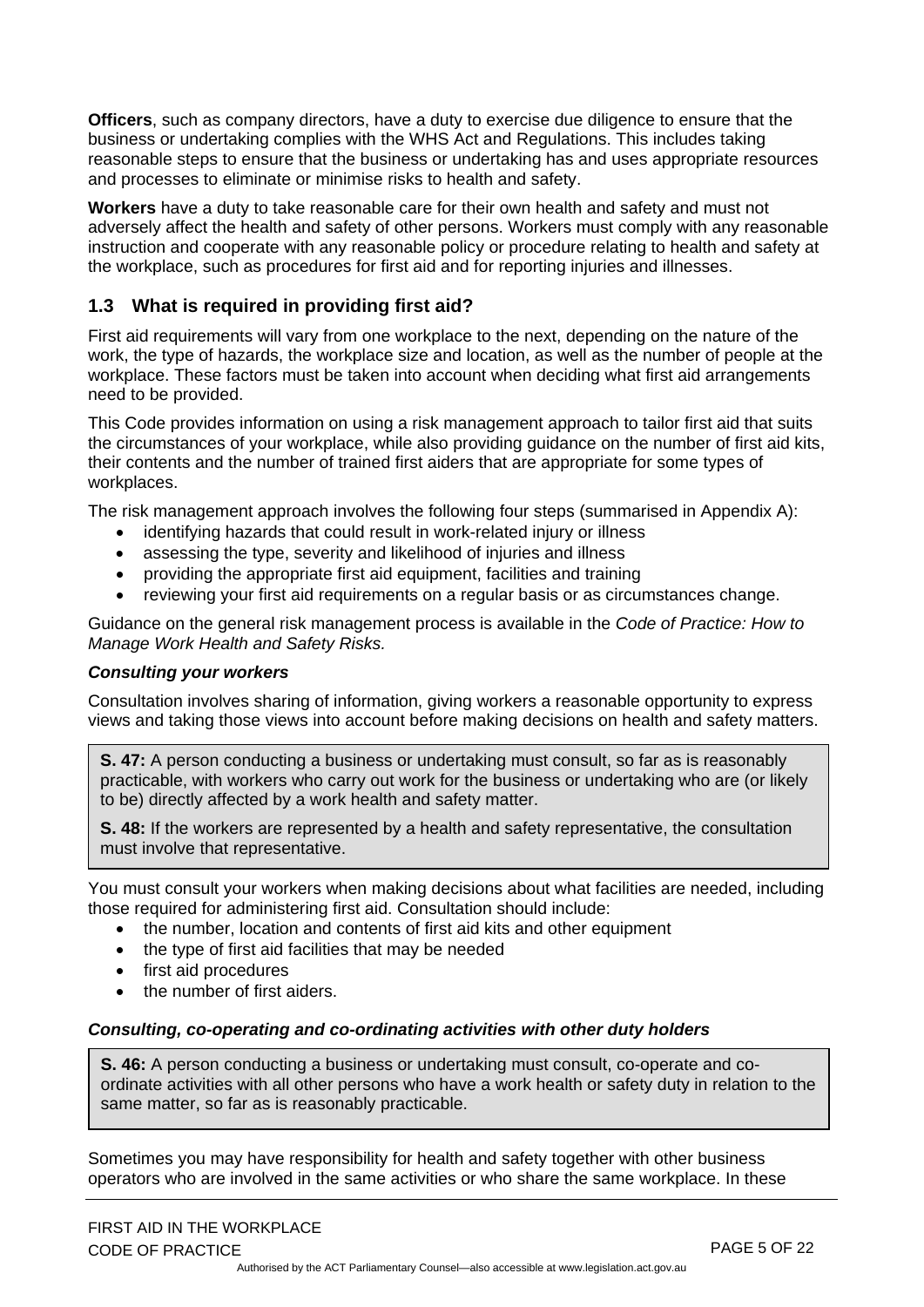**Officers**, such as company directors, have a duty to exercise due diligence to ensure that the business or undertaking complies with the WHS Act and Regulations. This includes taking reasonable steps to ensure that the business or undertaking has and uses appropriate resources and processes to eliminate or minimise risks to health and safety.

**Workers** have a duty to take reasonable care for their own health and safety and must not adversely affect the health and safety of other persons. Workers must comply with any reasonable instruction and cooperate with any reasonable policy or procedure relating to health and safety at the workplace, such as procedures for first aid and for reporting injuries and illnesses.

## 1.3 What is required in providing first aid?

First aid requirements will vary from one workplace to the next, depending on the nature of the work, the type of hazards, the workplace size and location, as well as the number of people at the workplace. These factors must be taken into account when deciding what first aid arrangements need to be provided.

This Code provides information on using a risk management approach to tailor first aid that suits the circumstances of your workplace, while also providing guidance on the number of first aid kits, their contents and the number of trained first aiders that are appropriate for some types of workplaces.

The risk management approach involves the following four steps (summarised in Appendix A):

- identifying hazards that could result in work-related injury or illness
- assessing the type, severity and likelihood of injuries and illness
- providing the appropriate first aid equipment, facilities and training
- reviewing your first aid requirements on a regular basis or as circumstances change.

Guidance on the general risk management process is available in the *Code of Practice: How to Manage Work Health and Safety Risks.*

***Consulting your workers***

Consultation involves sharing of information, giving workers a reasonable opportunity to express views and taking those views into account before making decisions on health and safety matters.

> **S. 47:** A person conducting a business or undertaking must consult, so far as is reasonably practicable, with workers who carry out work for the business or undertaking who are (or likely to be) directly affected by a work health and safety matter.
>
> **S. 48:** If the workers are represented by a health and safety representative, the consultation must involve that representative.

You must consult your workers when making decisions about what facilities are needed, including those required for administering first aid. Consultation should include:

- the number, location and contents of first aid kits and other equipment
- the type of first aid facilities that may be needed
- first aid procedures
- the number of first aiders.

***Consulting, co-operating and co-ordinating activities with other duty holders***

> **S. 46:** A person conducting a business or undertaking must consult, co-operate and co-ordinate activities with all other persons who have a work health or safety duty in relation to the same matter, so far as is reasonably practicable.

Sometimes you may have responsibility for health and safety together with other business operators who are involved in the same activities or who share the same workplace. In these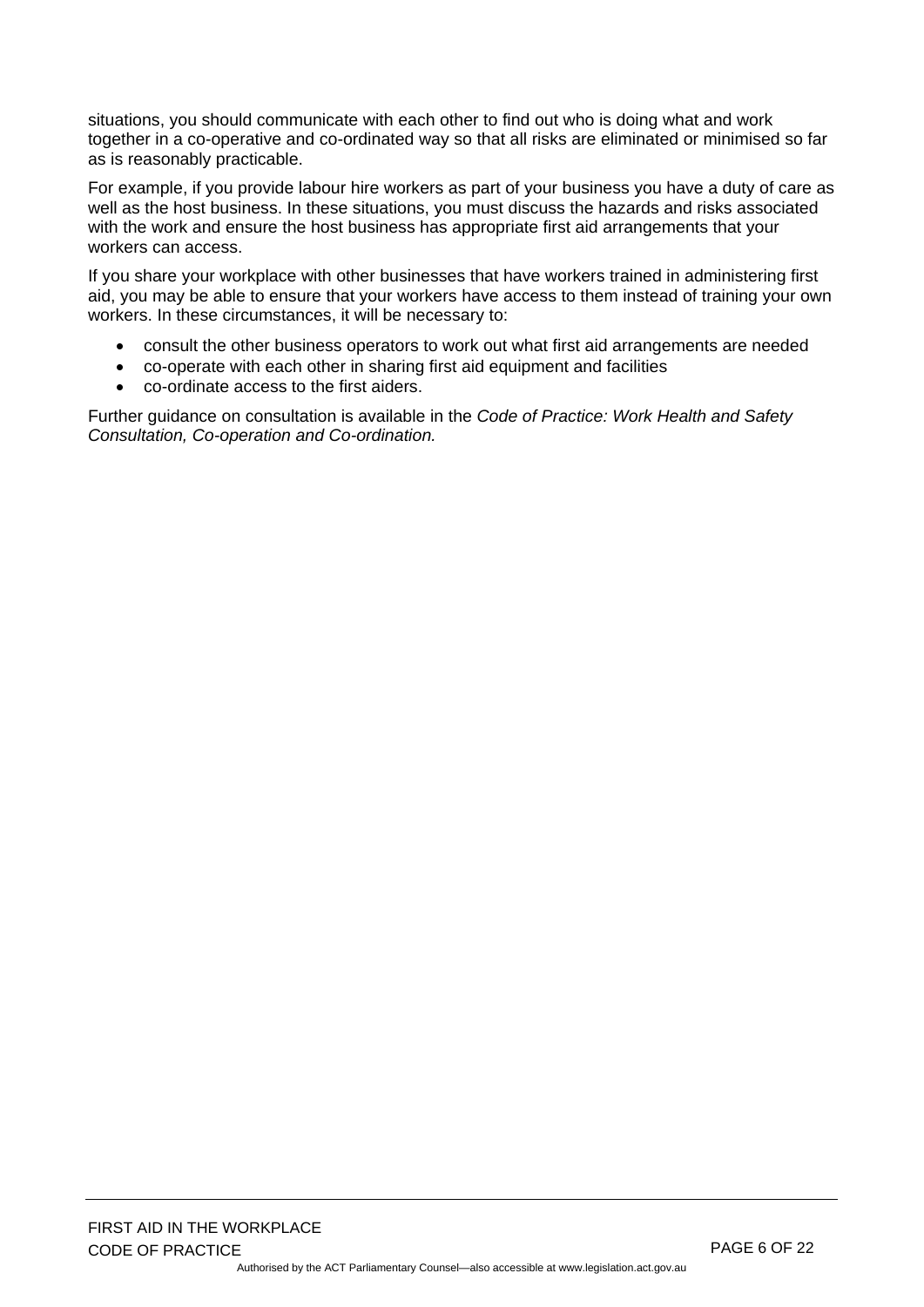situations, you should communicate with each other to find out who is doing what and work together in a co-operative and co-ordinated way so that all risks are eliminated or minimised so far as is reasonably practicable.

For example, if you provide labour hire workers as part of your business you have a duty of care as well as the host business. In these situations, you must discuss the hazards and risks associated with the work and ensure the host business has appropriate first aid arrangements that your workers can access.

If you share your workplace with other businesses that have workers trained in administering first aid, you may be able to ensure that your workers have access to them instead of training your own workers. In these circumstances, it will be necessary to:

- consult the other business operators to work out what first aid arrangements are needed
- co-operate with each other in sharing first aid equipment and facilities
- co-ordinate access to the first aiders.

Further guidance on consultation is available in the *Code of Practice: Work Health and Safety Consultation, Co-operation and Co-ordination.*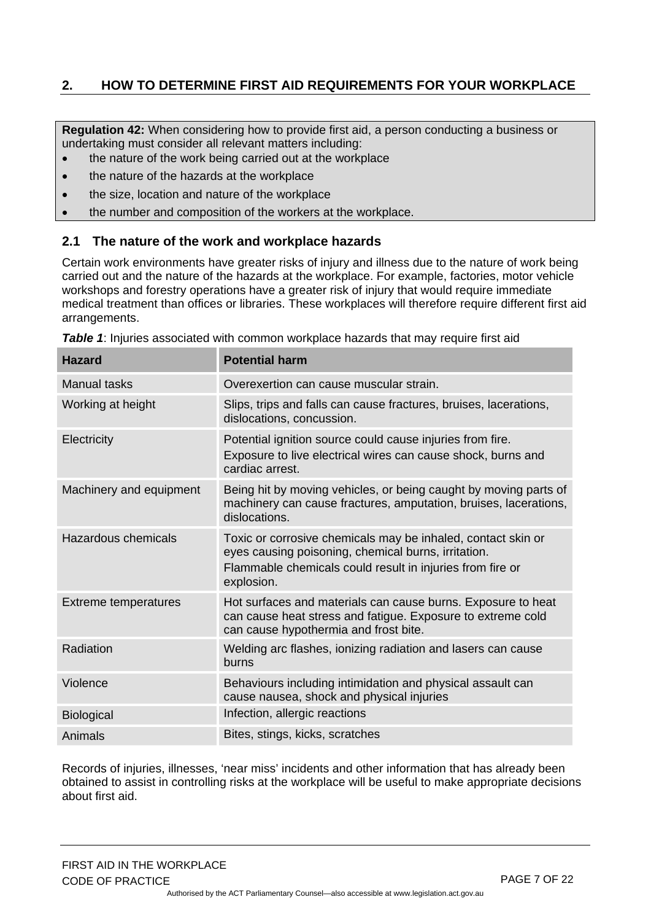## 2. HOW TO DETERMINE FIRST AID REQUIREMENTS FOR YOUR WORKPLACE

**Regulation 42:** When considering how to provide first aid, a person conducting a business or undertaking must consider all relevant matters including:

- the nature of the work being carried out at the workplace
- the nature of the hazards at the workplace
- the size, location and nature of the workplace
- the number and composition of the workers at the workplace.

### 2.1 The nature of the work and workplace hazards

Certain work environments have greater risks of injury and illness due to the nature of work being carried out and the nature of the hazards at the workplace. For example, factories, motor vehicle workshops and forestry operations have a greater risk of injury that would require immediate medical treatment than offices or libraries. These workplaces will therefore require different first aid arrangements.

***Table 1***: Injuries associated with common workplace hazards that may require first aid

| Hazard | Potential harm |
| --- | --- |
| Manual tasks | Overexertion can cause muscular strain. |
| Working at height | Slips, trips and falls can cause fractures, bruises, lacerations, dislocations, concussion. |
| Electricity | Potential ignition source could cause injuries from fire.<br>Exposure to live electrical wires can cause shock, burns and cardiac arrest. |
| Machinery and equipment | Being hit by moving vehicles, or being caught by moving parts of machinery can cause fractures, amputation, bruises, lacerations, dislocations. |
| Hazardous chemicals | Toxic or corrosive chemicals may be inhaled, contact skin or eyes causing poisoning, chemical burns, irritation.<br>Flammable chemicals could result in injuries from fire or explosion. |
| Extreme temperatures | Hot surfaces and materials can cause burns. Exposure to heat can cause heat stress and fatigue. Exposure to extreme cold can cause hypothermia and frost bite. |
| Radiation | Welding arc flashes, ionizing radiation and lasers can cause burns |
| Violence | Behaviours including intimidation and physical assault can cause nausea, shock and physical injuries |
| Biological | Infection, allergic reactions |
| Animals | Bites, stings, kicks, scratches |

Records of injuries, illnesses, 'near miss' incidents and other information that has already been obtained to assist in controlling risks at the workplace will be useful to make appropriate decisions about first aid.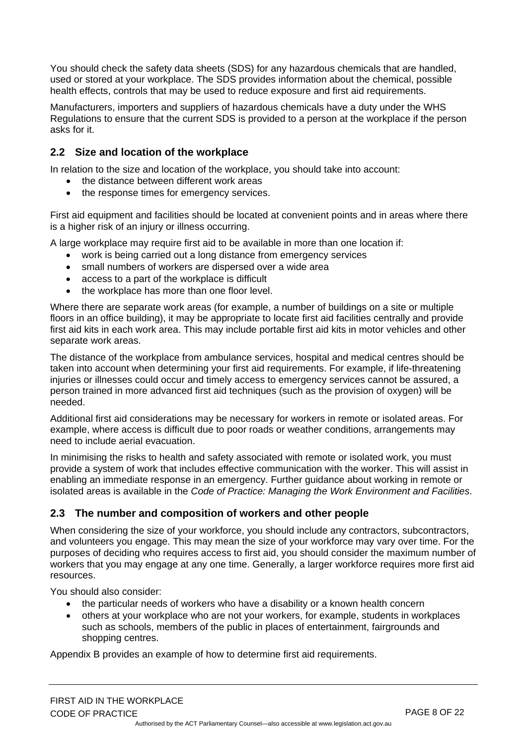You should check the safety data sheets (SDS) for any hazardous chemicals that are handled, used or stored at your workplace. The SDS provides information about the chemical, possible health effects, controls that may be used to reduce exposure and first aid requirements.

Manufacturers, importers and suppliers of hazardous chemicals have a duty under the WHS Regulations to ensure that the current SDS is provided to a person at the workplace if the person asks for it.

## 2.2 Size and location of the workplace

In relation to the size and location of the workplace, you should take into account:

- the distance between different work areas
- the response times for emergency services.

First aid equipment and facilities should be located at convenient points and in areas where there is a higher risk of an injury or illness occurring.

A large workplace may require first aid to be available in more than one location if:

- work is being carried out a long distance from emergency services
- small numbers of workers are dispersed over a wide area
- access to a part of the workplace is difficult
- the workplace has more than one floor level.

Where there are separate work areas (for example, a number of buildings on a site or multiple floors in an office building), it may be appropriate to locate first aid facilities centrally and provide first aid kits in each work area. This may include portable first aid kits in motor vehicles and other separate work areas.

The distance of the workplace from ambulance services, hospital and medical centres should be taken into account when determining your first aid requirements. For example, if life-threatening injuries or illnesses could occur and timely access to emergency services cannot be assured, a person trained in more advanced first aid techniques (such as the provision of oxygen) will be needed.

Additional first aid considerations may be necessary for workers in remote or isolated areas. For example, where access is difficult due to poor roads or weather conditions, arrangements may need to include aerial evacuation.

In minimising the risks to health and safety associated with remote or isolated work, you must provide a system of work that includes effective communication with the worker. This will assist in enabling an immediate response in an emergency. Further guidance about working in remote or isolated areas is available in the *Code of Practice: Managing the Work Environment and Facilities*.

## 2.3 The number and composition of workers and other people

When considering the size of your workforce, you should include any contractors, subcontractors, and volunteers you engage. This may mean the size of your workforce may vary over time. For the purposes of deciding who requires access to first aid, you should consider the maximum number of workers that you may engage at any one time. Generally, a larger workforce requires more first aid resources.

You should also consider:

- the particular needs of workers who have a disability or a known health concern
- others at your workplace who are not your workers, for example, students in workplaces such as schools, members of the public in places of entertainment, fairgrounds and shopping centres.

Appendix B provides an example of how to determine first aid requirements.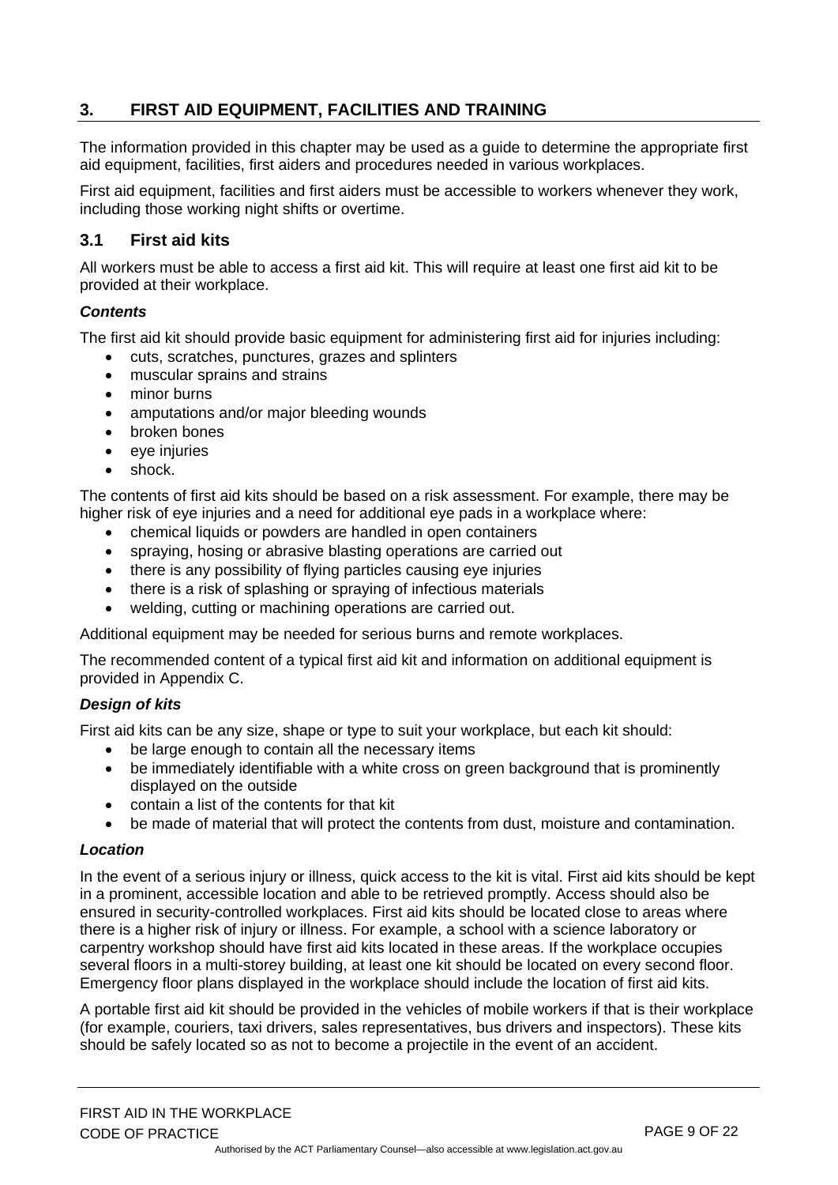## 3. FIRST AID EQUIPMENT, FACILITIES AND TRAINING

The information provided in this chapter may be used as a guide to determine the appropriate first aid equipment, facilities, first aiders and procedures needed in various workplaces.

First aid equipment, facilities and first aiders must be accessible to workers whenever they work, including those working night shifts or overtime.

### 3.1 First aid kits

All workers must be able to access a first aid kit. This will require at least one first aid kit to be provided at their workplace.

#### *Contents*

The first aid kit should provide basic equipment for administering first aid for injuries including:

- cuts, scratches, punctures, grazes and splinters
- muscular sprains and strains
- minor burns
- amputations and/or major bleeding wounds
- broken bones
- eye injuries
- shock.

The contents of first aid kits should be based on a risk assessment. For example, there may be higher risk of eye injuries and a need for additional eye pads in a workplace where:

- chemical liquids or powders are handled in open containers
- spraying, hosing or abrasive blasting operations are carried out
- there is any possibility of flying particles causing eye injuries
- there is a risk of splashing or spraying of infectious materials
- welding, cutting or machining operations are carried out.

Additional equipment may be needed for serious burns and remote workplaces.

The recommended content of a typical first aid kit and information on additional equipment is provided in Appendix C.

#### *Design of kits*

First aid kits can be any size, shape or type to suit your workplace, but each kit should:

- be large enough to contain all the necessary items
- be immediately identifiable with a white cross on green background that is prominently displayed on the outside
- contain a list of the contents for that kit
- be made of material that will protect the contents from dust, moisture and contamination.

#### *Location*

In the event of a serious injury or illness, quick access to the kit is vital. First aid kits should be kept in a prominent, accessible location and able to be retrieved promptly. Access should also be ensured in security-controlled workplaces. First aid kits should be located close to areas where there is a higher risk of injury or illness. For example, a school with a science laboratory or carpentry workshop should have first aid kits located in these areas. If the workplace occupies several floors in a multi-storey building, at least one kit should be located on every second floor. Emergency floor plans displayed in the workplace should include the location of first aid kits.

A portable first aid kit should be provided in the vehicles of mobile workers if that is their workplace (for example, couriers, taxi drivers, sales representatives, bus drivers and inspectors). These kits should be safely located so as not to become a projectile in the event of an accident.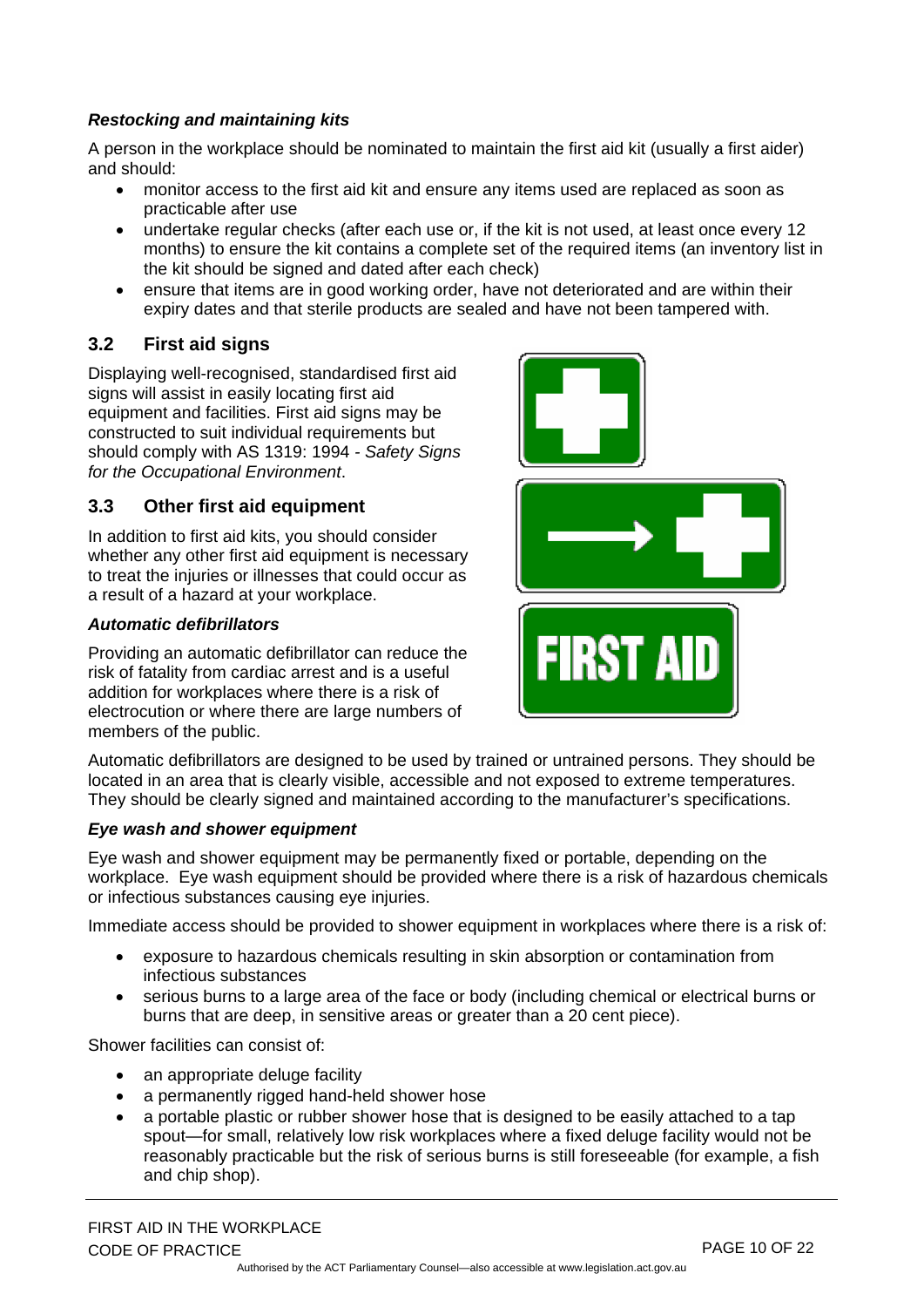***Restocking and maintaining kits***

A person in the workplace should be nominated to maintain the first aid kit (usually a first aider) and should:

- monitor access to the first aid kit and ensure any items used are replaced as soon as practicable after use
- undertake regular checks (after each use or, if the kit is not used, at least once every 12 months) to ensure the kit contains a complete set of the required items (an inventory list in the kit should be signed and dated after each check)
- ensure that items are in good working order, have not deteriorated and are within their expiry dates and that sterile products are sealed and have not been tampered with.

## 3.2 First aid signs

Displaying well-recognised, standardised first aid signs will assist in easily locating first aid equipment and facilities. First aid signs may be constructed to suit individual requirements but should comply with AS 1319: 1994 - *Safety Signs for the Occupational Environment*.

## 3.3 Other first aid equipment

In addition to first aid kits, you should consider whether any other first aid equipment is necessary to treat the injuries or illnesses that could occur as a result of a hazard at your workplace.

***Automatic defibrillators***

Providing an automatic defibrillator can reduce the risk of fatality from cardiac arrest and is a useful addition for workplaces where there is a risk of electrocution or where there are large numbers of members of the public.

Automatic defibrillators are designed to be used by trained or untrained persons. They should be located in an area that is clearly visible, accessible and not exposed to extreme temperatures. They should be clearly signed and maintained according to the manufacturer's specifications.

***Eye wash and shower equipment***

Eye wash and shower equipment may be permanently fixed or portable, depending on the workplace. Eye wash equipment should be provided where there is a risk of hazardous chemicals or infectious substances causing eye injuries.

Immediate access should be provided to shower equipment in workplaces where there is a risk of:

- exposure to hazardous chemicals resulting in skin absorption or contamination from infectious substances
- serious burns to a large area of the face or body (including chemical or electrical burns or burns that are deep, in sensitive areas or greater than a 20 cent piece).

Shower facilities can consist of:

- an appropriate deluge facility
- a permanently rigged hand-held shower hose
- a portable plastic or rubber shower hose that is designed to be easily attached to a tap spout—for small, relatively low risk workplaces where a fixed deluge facility would not be reasonably practicable but the risk of serious burns is still foreseeable (for example, a fish and chip shop).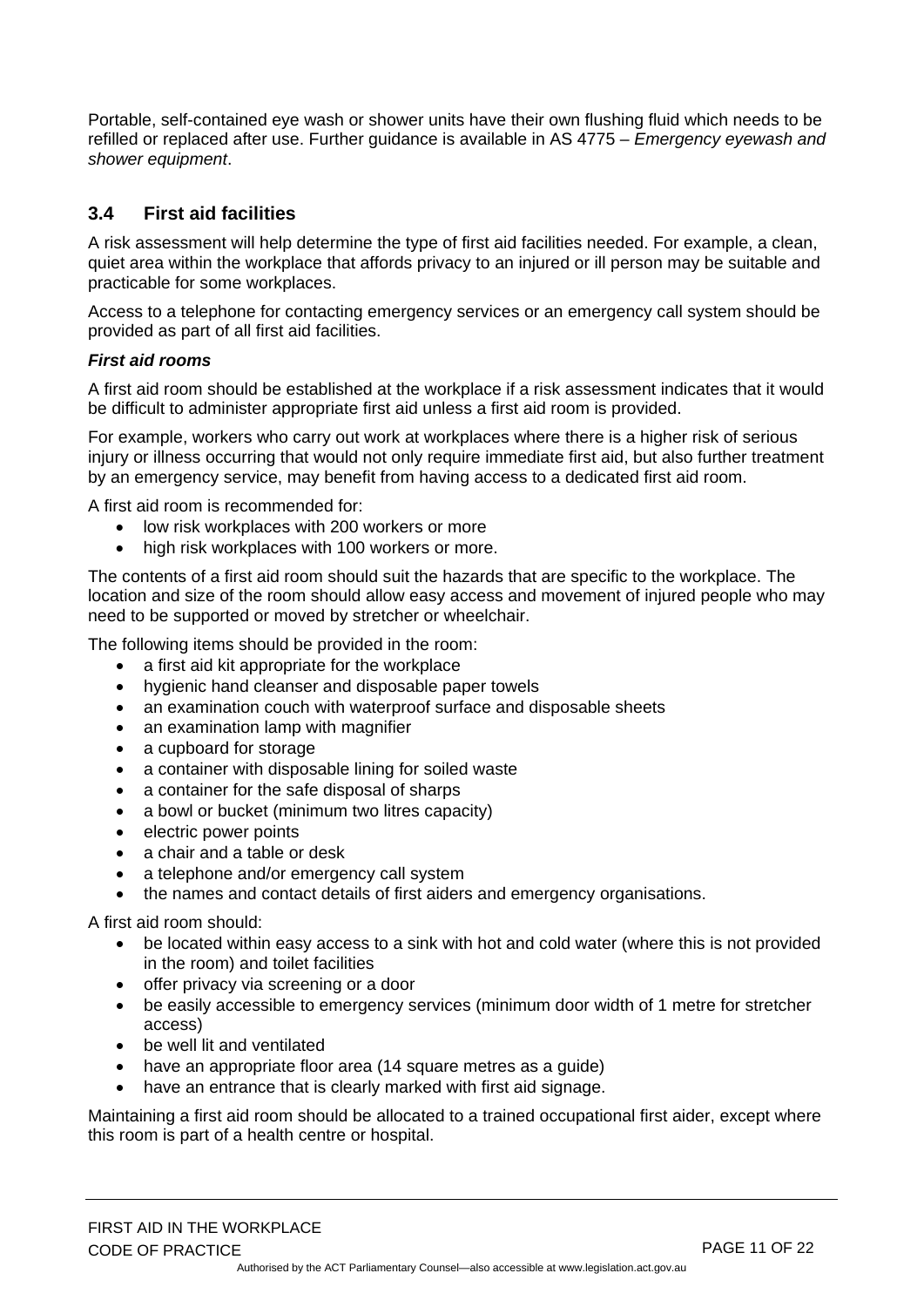Portable, self-contained eye wash or shower units have their own flushing fluid which needs to be refilled or replaced after use. Further guidance is available in AS 4775 – *Emergency eyewash and shower equipment*.

### 3.4 First aid facilities

A risk assessment will help determine the type of first aid facilities needed. For example, a clean, quiet area within the workplace that affords privacy to an injured or ill person may be suitable and practicable for some workplaces.

Access to a telephone for contacting emergency services or an emergency call system should be provided as part of all first aid facilities.

***First aid rooms***

A first aid room should be established at the workplace if a risk assessment indicates that it would be difficult to administer appropriate first aid unless a first aid room is provided.

For example, workers who carry out work at workplaces where there is a higher risk of serious injury or illness occurring that would not only require immediate first aid, but also further treatment by an emergency service, may benefit from having access to a dedicated first aid room.

A first aid room is recommended for:

- low risk workplaces with 200 workers or more
- high risk workplaces with 100 workers or more.

The contents of a first aid room should suit the hazards that are specific to the workplace. The location and size of the room should allow easy access and movement of injured people who may need to be supported or moved by stretcher or wheelchair.

The following items should be provided in the room:

- a first aid kit appropriate for the workplace
- hygienic hand cleanser and disposable paper towels
- an examination couch with waterproof surface and disposable sheets
- an examination lamp with magnifier
- a cupboard for storage
- a container with disposable lining for soiled waste
- a container for the safe disposal of sharps
- a bowl or bucket (minimum two litres capacity)
- electric power points
- a chair and a table or desk
- a telephone and/or emergency call system
- the names and contact details of first aiders and emergency organisations.

A first aid room should:

- be located within easy access to a sink with hot and cold water (where this is not provided in the room) and toilet facilities
- offer privacy via screening or a door
- be easily accessible to emergency services (minimum door width of 1 metre for stretcher access)
- be well lit and ventilated
- have an appropriate floor area (14 square metres as a guide)
- have an entrance that is clearly marked with first aid signage.

Maintaining a first aid room should be allocated to a trained occupational first aider, except where this room is part of a health centre or hospital.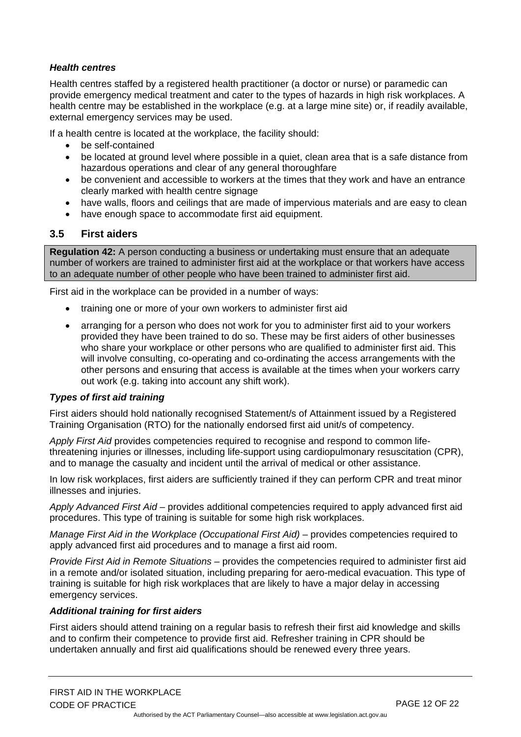### *Health centres*

Health centres staffed by a registered health practitioner (a doctor or nurse) or paramedic can provide emergency medical treatment and cater to the types of hazards in high risk workplaces. A health centre may be established in the workplace (e.g. at a large mine site) or, if readily available, external emergency services may be used.

If a health centre is located at the workplace, the facility should:

- be self-contained
- be located at ground level where possible in a quiet, clean area that is a safe distance from hazardous operations and clear of any general thoroughfare
- be convenient and accessible to workers at the times that they work and have an entrance clearly marked with health centre signage
- have walls, floors and ceilings that are made of impervious materials and are easy to clean
- have enough space to accommodate first aid equipment.

## 3.5 First aiders

**Regulation 42:** A person conducting a business or undertaking must ensure that an adequate number of workers are trained to administer first aid at the workplace or that workers have access to an adequate number of other people who have been trained to administer first aid.

First aid in the workplace can be provided in a number of ways:

- training one or more of your own workers to administer first aid
- arranging for a person who does not work for you to administer first aid to your workers provided they have been trained to do so. These may be first aiders of other businesses who share your workplace or other persons who are qualified to administer first aid. This will involve consulting, co-operating and co-ordinating the access arrangements with the other persons and ensuring that access is available at the times when your workers carry out work (e.g. taking into account any shift work).

### *Types of first aid training*

First aiders should hold nationally recognised Statement/s of Attainment issued by a Registered Training Organisation (RTO) for the nationally endorsed first aid unit/s of competency.

*Apply First Aid* provides competencies required to recognise and respond to common life-threatening injuries or illnesses, including life-support using cardiopulmonary resuscitation (CPR), and to manage the casualty and incident until the arrival of medical or other assistance.

In low risk workplaces, first aiders are sufficiently trained if they can perform CPR and treat minor illnesses and injuries.

*Apply Advanced First Aid* – provides additional competencies required to apply advanced first aid procedures. This type of training is suitable for some high risk workplaces.

*Manage First Aid in the Workplace (Occupational First Aid)* – provides competencies required to apply advanced first aid procedures and to manage a first aid room.

*Provide First Aid in Remote Situations* – provides the competencies required to administer first aid in a remote and/or isolated situation, including preparing for aero-medical evacuation. This type of training is suitable for high risk workplaces that are likely to have a major delay in accessing emergency services.

### *Additional training for first aiders*

First aiders should attend training on a regular basis to refresh their first aid knowledge and skills and to confirm their competence to provide first aid. Refresher training in CPR should be undertaken annually and first aid qualifications should be renewed every three years.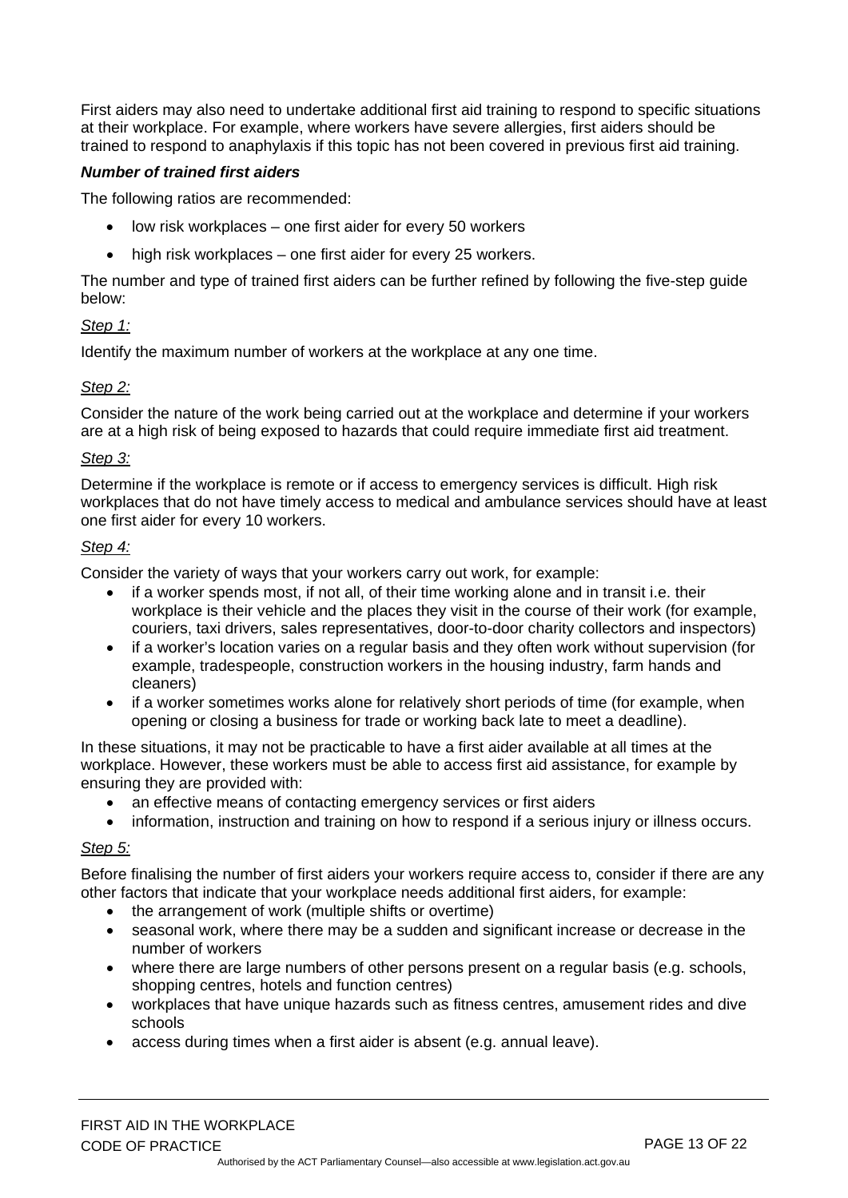First aiders may also need to undertake additional first aid training to respond to specific situations at their workplace. For example, where workers have severe allergies, first aiders should be trained to respond to anaphylaxis if this topic has not been covered in previous first aid training.

#### ***Number of trained first aiders***

The following ratios are recommended:

- low risk workplaces – one first aider for every 50 workers
- high risk workplaces – one first aider for every 25 workers.

The number and type of trained first aiders can be further refined by following the five-step guide below:

*Step 1:*

Identify the maximum number of workers at the workplace at any one time.

*Step 2:*

Consider the nature of the work being carried out at the workplace and determine if your workers are at a high risk of being exposed to hazards that could require immediate first aid treatment.

*Step 3:*

Determine if the workplace is remote or if access to emergency services is difficult. High risk workplaces that do not have timely access to medical and ambulance services should have at least one first aider for every 10 workers.

*Step 4:*

Consider the variety of ways that your workers carry out work, for example:

- if a worker spends most, if not all, of their time working alone and in transit i.e. their workplace is their vehicle and the places they visit in the course of their work (for example, couriers, taxi drivers, sales representatives, door-to-door charity collectors and inspectors)
- if a worker's location varies on a regular basis and they often work without supervision (for example, tradespeople, construction workers in the housing industry, farm hands and cleaners)
- if a worker sometimes works alone for relatively short periods of time (for example, when opening or closing a business for trade or working back late to meet a deadline).

In these situations, it may not be practicable to have a first aider available at all times at the workplace. However, these workers must be able to access first aid assistance, for example by ensuring they are provided with:

- an effective means of contacting emergency services or first aiders
- information, instruction and training on how to respond if a serious injury or illness occurs.

*Step 5:*

Before finalising the number of first aiders your workers require access to, consider if there are any other factors that indicate that your workplace needs additional first aiders, for example:

- the arrangement of work (multiple shifts or overtime)
- seasonal work, where there may be a sudden and significant increase or decrease in the number of workers
- where there are large numbers of other persons present on a regular basis (e.g. schools, shopping centres, hotels and function centres)
- workplaces that have unique hazards such as fitness centres, amusement rides and dive schools
- access during times when a first aider is absent (e.g. annual leave).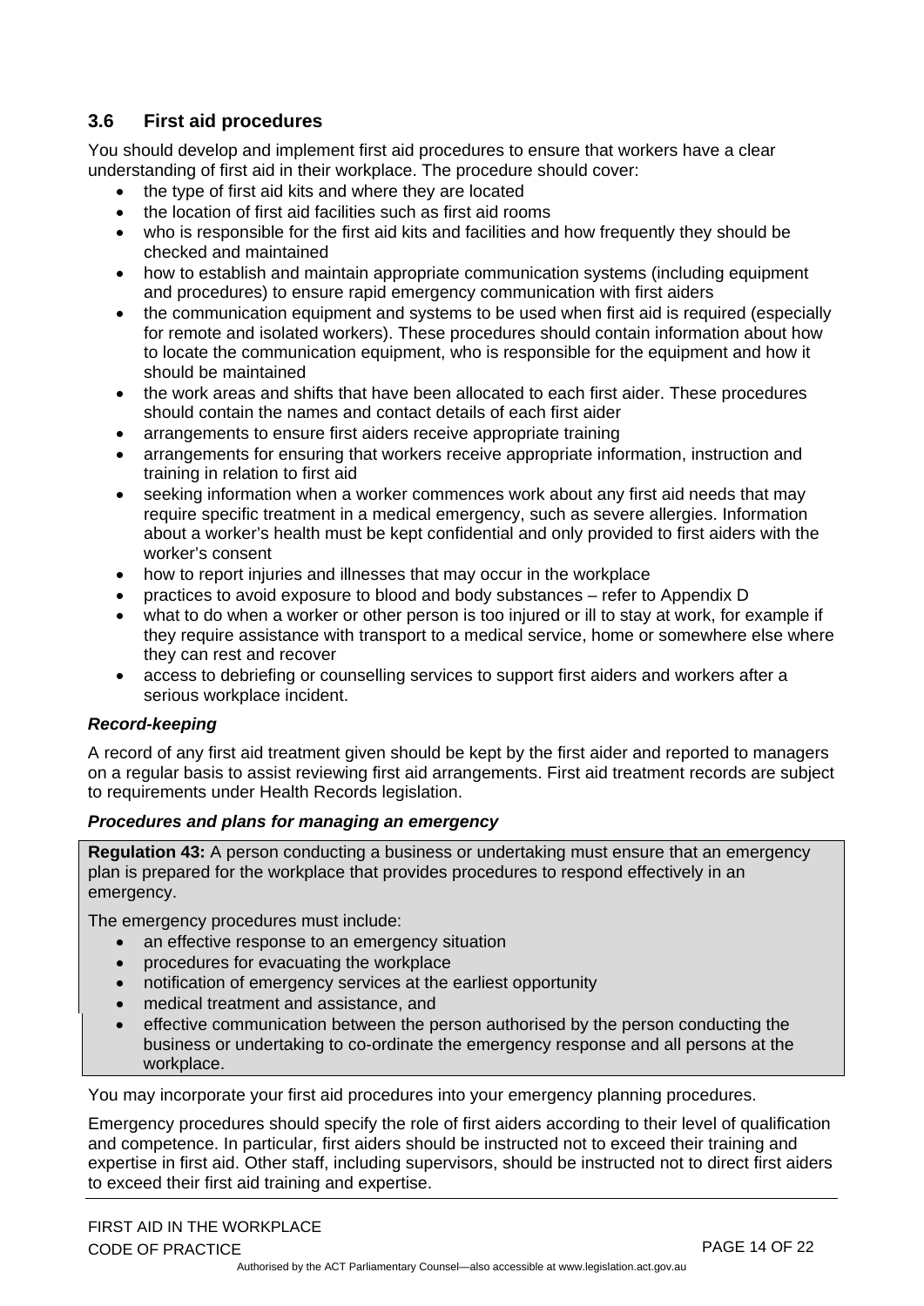### 3.6 First aid procedures

You should develop and implement first aid procedures to ensure that workers have a clear understanding of first aid in their workplace. The procedure should cover:

- the type of first aid kits and where they are located
- the location of first aid facilities such as first aid rooms
- who is responsible for the first aid kits and facilities and how frequently they should be checked and maintained
- how to establish and maintain appropriate communication systems (including equipment and procedures) to ensure rapid emergency communication with first aiders
- the communication equipment and systems to be used when first aid is required (especially for remote and isolated workers). These procedures should contain information about how to locate the communication equipment, who is responsible for the equipment and how it should be maintained
- the work areas and shifts that have been allocated to each first aider. These procedures should contain the names and contact details of each first aider
- arrangements to ensure first aiders receive appropriate training
- arrangements for ensuring that workers receive appropriate information, instruction and training in relation to first aid
- seeking information when a worker commences work about any first aid needs that may require specific treatment in a medical emergency, such as severe allergies. Information about a worker's health must be kept confidential and only provided to first aiders with the worker's consent
- how to report injuries and illnesses that may occur in the workplace
- practices to avoid exposure to blood and body substances – refer to Appendix D
- what to do when a worker or other person is too injured or ill to stay at work, for example if they require assistance with transport to a medical service, home or somewhere else where they can rest and recover
- access to debriefing or counselling services to support first aiders and workers after a serious workplace incident.

***Record-keeping***

A record of any first aid treatment given should be kept by the first aider and reported to managers on a regular basis to assist reviewing first aid arrangements. First aid treatment records are subject to requirements under Health Records legislation.

***Procedures and plans for managing an emergency***

> **Regulation 43:** A person conducting a business or undertaking must ensure that an emergency plan is prepared for the workplace that provides procedures to respond effectively in an emergency.
>
> The emergency procedures must include:
>
> - an effective response to an emergency situation
> - procedures for evacuating the workplace
> - notification of emergency services at the earliest opportunity
> - medical treatment and assistance, and
> - effective communication between the person authorised by the person conducting the business or undertaking to co-ordinate the emergency response and all persons at the workplace.

You may incorporate your first aid procedures into your emergency planning procedures.

Emergency procedures should specify the role of first aiders according to their level of qualification and competence. In particular, first aiders should be instructed not to exceed their training and expertise in first aid. Other staff, including supervisors, should be instructed not to direct first aiders to exceed their first aid training and expertise.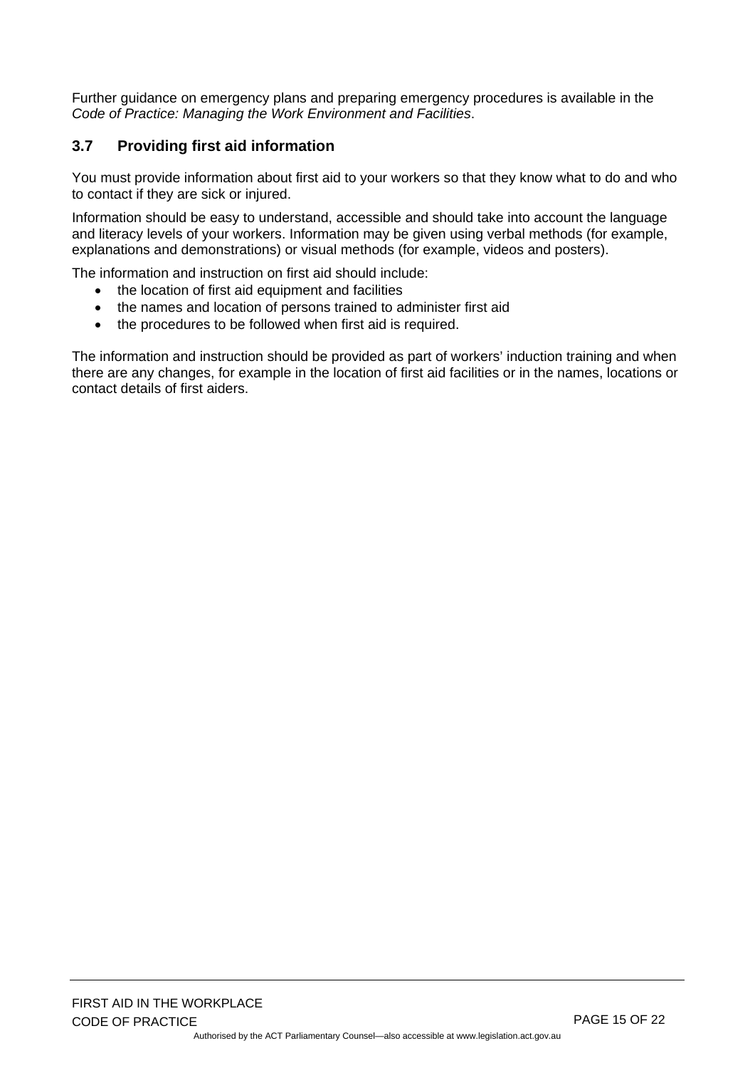Further guidance on emergency plans and preparing emergency procedures is available in the *Code of Practice: Managing the Work Environment and Facilities*.

### 3.7 Providing first aid information

You must provide information about first aid to your workers so that they know what to do and who to contact if they are sick or injured.

Information should be easy to understand, accessible and should take into account the language and literacy levels of your workers. Information may be given using verbal methods (for example, explanations and demonstrations) or visual methods (for example, videos and posters).

The information and instruction on first aid should include:

- the location of first aid equipment and facilities
- the names and location of persons trained to administer first aid
- the procedures to be followed when first aid is required.

The information and instruction should be provided as part of workers' induction training and when there are any changes, for example in the location of first aid facilities or in the names, locations or contact details of first aiders.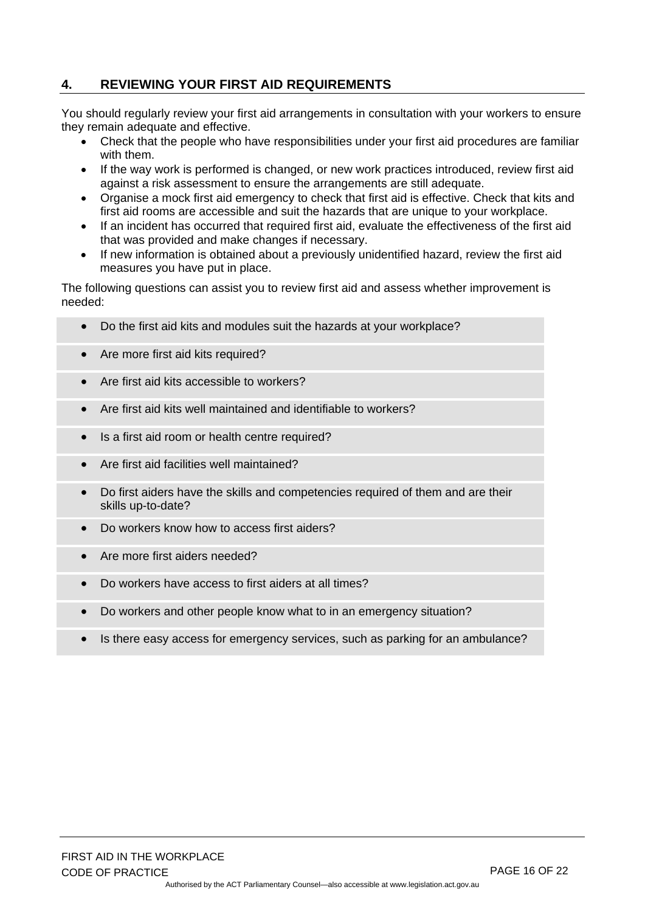## 4. REVIEWING YOUR FIRST AID REQUIREMENTS

You should regularly review your first aid arrangements in consultation with your workers to ensure they remain adequate and effective.

- Check that the people who have responsibilities under your first aid procedures are familiar with them.
- If the way work is performed is changed, or new work practices introduced, review first aid against a risk assessment to ensure the arrangements are still adequate.
- Organise a mock first aid emergency to check that first aid is effective. Check that kits and first aid rooms are accessible and suit the hazards that are unique to your workplace.
- If an incident has occurred that required first aid, evaluate the effectiveness of the first aid that was provided and make changes if necessary.
- If new information is obtained about a previously unidentified hazard, review the first aid measures you have put in place.

The following questions can assist you to review first aid and assess whether improvement is needed:

- Do the first aid kits and modules suit the hazards at your workplace?
- Are more first aid kits required?
- Are first aid kits accessible to workers?
- Are first aid kits well maintained and identifiable to workers?
- Is a first aid room or health centre required?
- Are first aid facilities well maintained?
- Do first aiders have the skills and competencies required of them and are their skills up-to-date?
- Do workers know how to access first aiders?
- Are more first aiders needed?
- Do workers have access to first aiders at all times?
- Do workers and other people know what to in an emergency situation?
- Is there easy access for emergency services, such as parking for an ambulance?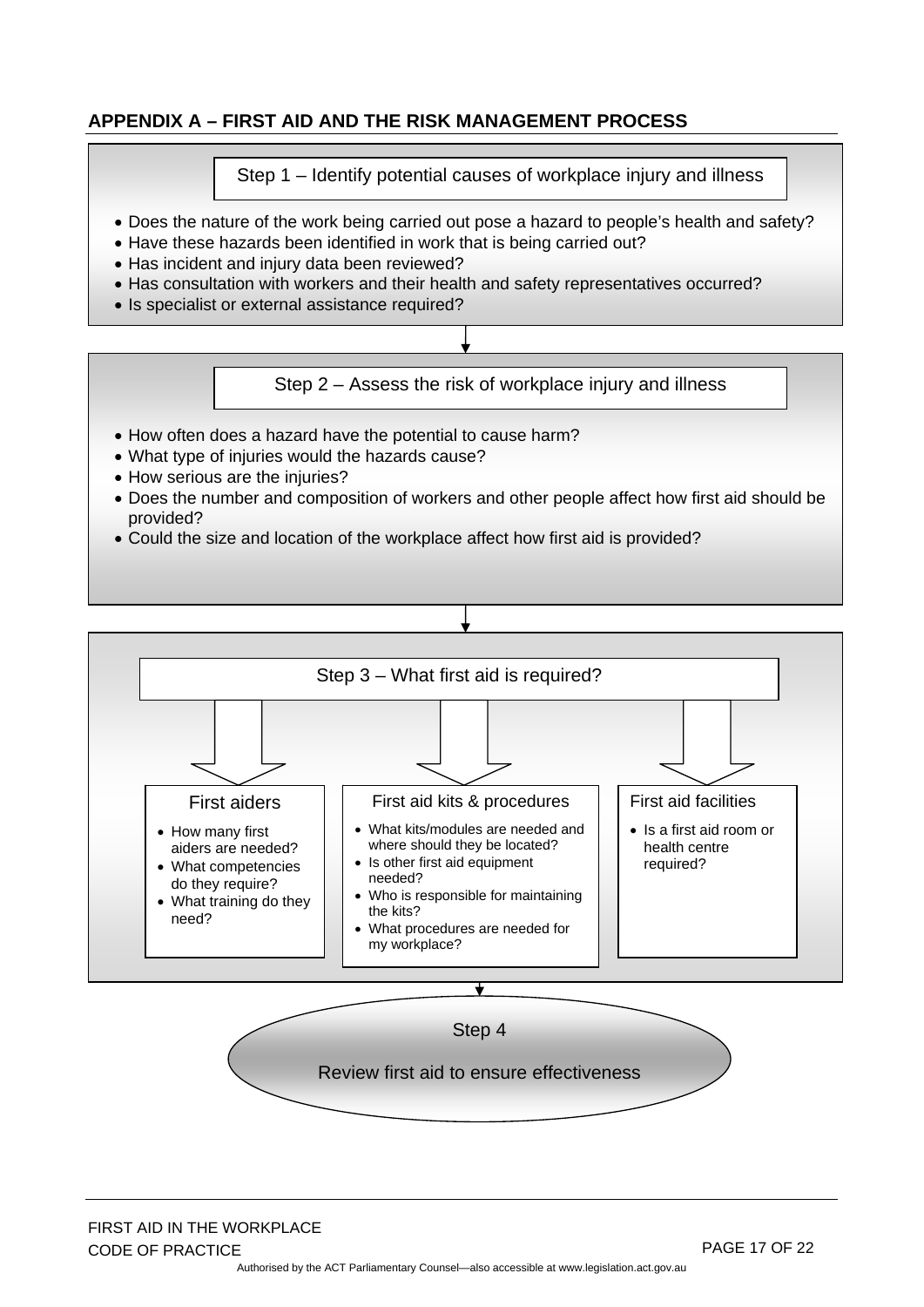## APPENDIX A – FIRST AID AND THE RISK MANAGEMENT PROCESS

### Step 1 – Identify potential causes of workplace injury and illness

- Does the nature of the work being carried out pose a hazard to people's health and safety?
- Have these hazards been identified in work that is being carried out?
- Has incident and injury data been reviewed?
- Has consultation with workers and their health and safety representatives occurred?
- Is specialist or external assistance required?

### Step 2 – Assess the risk of workplace injury and illness

- How often does a hazard have the potential to cause harm?
- What type of injuries would the hazards cause?
- How serious are the injuries?
- Does the number and composition of workers and other people affect how first aid should be provided?
- Could the size and location of the workplace affect how first aid is provided?

### Step 3 – What first aid is required?

**First aiders**

- How many first aiders are needed?
- What competencies do they require?
- What training do they need?

**First aid kits & procedures**

- What kits/modules are needed and where should they be located?
- Is other first aid equipment needed?
- Who is responsible for maintaining the kits?
- What procedures are needed for my workplace?

**First aid facilities**

- Is a first aid room or health centre required?

### Step 4

Review first aid to ensure effectiveness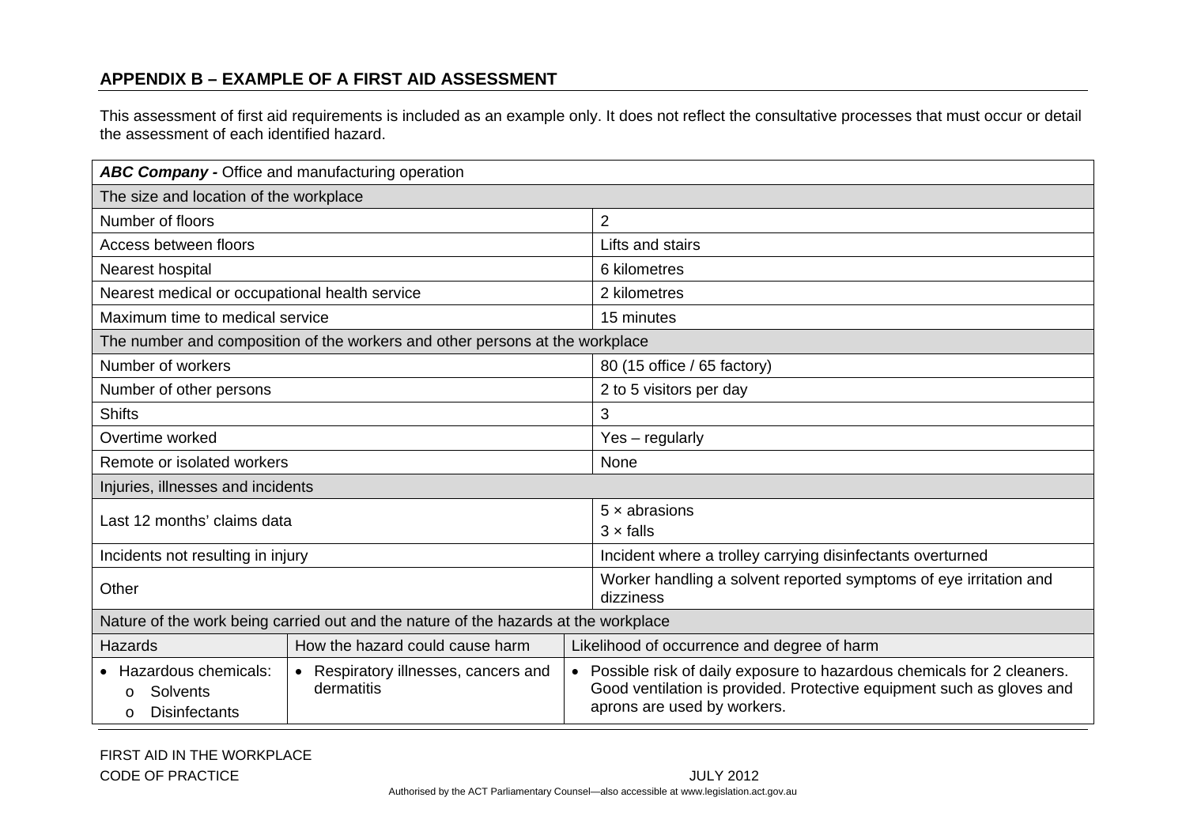## APPENDIX B – EXAMPLE OF A FIRST AID ASSESSMENT

This assessment of first aid requirements is included as an example only. It does not reflect the consultative processes that must occur or detail the assessment of each identified hazard.

| ***ABC Company -*** Office and manufacturing operation | | |
|---|---|---|
| The size and location of the workplace | | |
| Number of floors | | 2 |
| Access between floors | | Lifts and stairs |
| Nearest hospital | | 6 kilometres |
| Nearest medical or occupational health service | | 2 kilometres |
| Maximum time to medical service | | 15 minutes |
| The number and composition of the workers and other persons at the workplace | | |
| Number of workers | | 80 (15 office / 65 factory) |
| Number of other persons | | 2 to 5 visitors per day |
| Shifts | | 3 |
| Overtime worked | | Yes – regularly |
| Remote or isolated workers | | None |
| Injuries, illnesses and incidents | | |
| Last 12 months' claims data | | 5 × abrasions<br>3 × falls |
| Incidents not resulting in injury | | Incident where a trolley carrying disinfectants overturned |
| Other | | Worker handling a solvent reported symptoms of eye irritation and dizziness |
| Nature of the work being carried out and the nature of the hazards at the workplace | | |
| Hazards | How the hazard could cause harm | Likelihood of occurrence and degree of harm |
| • Hazardous chemicals:<br>o Solvents<br>o Disinfectants | • Respiratory illnesses, cancers and dermatitis | • Possible risk of daily exposure to hazardous chemicals for 2 cleaners. Good ventilation is provided. Protective equipment such as gloves and aprons are used by workers. |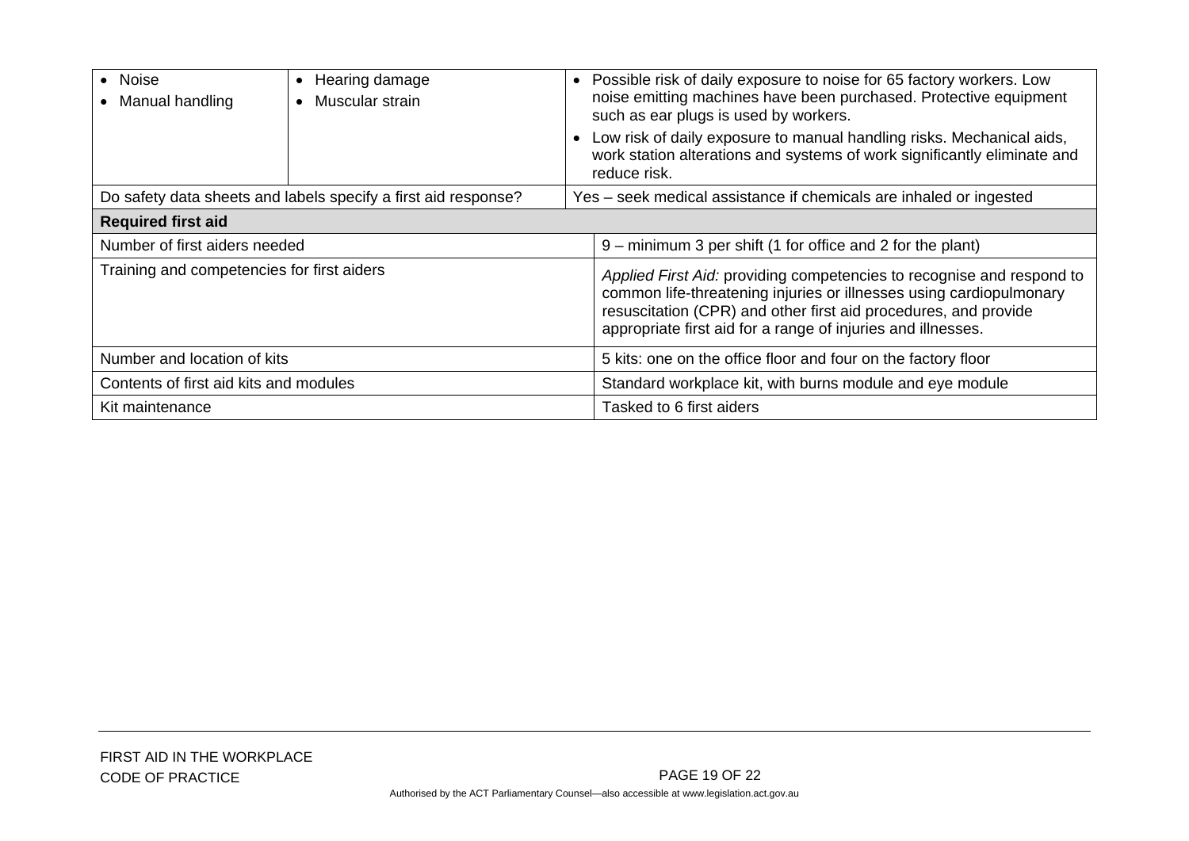| | | |
|---|---|---|
| • Noise<br>• Manual handling | • Hearing damage<br>• Muscular strain | • Possible risk of daily exposure to noise for 65 factory workers. Low noise emitting machines have been purchased. Protective equipment such as ear plugs is used by workers.<br>• Low risk of daily exposure to manual handling risks. Mechanical aids, work station alterations and systems of work significantly eliminate and reduce risk. |
| Do safety data sheets and labels specify a first aid response? | | Yes – seek medical assistance if chemicals are inhaled or ingested |
| **Required first aid** | | |
| Number of first aiders needed | | 9 – minimum 3 per shift (1 for office and 2 for the plant) |
| Training and competencies for first aiders | | *Applied First Aid:* providing competencies to recognise and respond to common life-threatening injuries or illnesses using cardiopulmonary resuscitation (CPR) and other first aid procedures, and provide appropriate first aid for a range of injuries and illnesses. |
| Number and location of kits | | 5 kits: one on the office floor and four on the factory floor |
| Contents of first aid kits and modules | | Standard workplace kit, with burns module and eye module |
| Kit maintenance | | Tasked to 6 first aiders |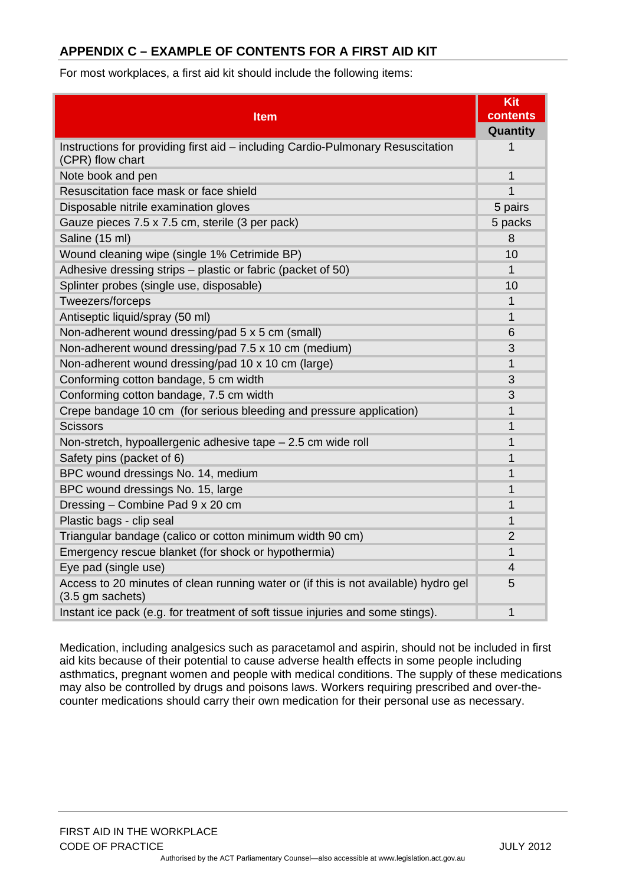## APPENDIX C – EXAMPLE OF CONTENTS FOR A FIRST AID KIT

For most workplaces, a first aid kit should include the following items:

| Item | Kit contents Quantity |
|---|---|
| Instructions for providing first aid – including Cardio-Pulmonary Resuscitation (CPR) flow chart | 1 |
| Note book and pen | 1 |
| Resuscitation face mask or face shield | 1 |
| Disposable nitrile examination gloves | 5 pairs |
| Gauze pieces 7.5 x 7.5 cm, sterile (3 per pack) | 5 packs |
| Saline (15 ml) | 8 |
| Wound cleaning wipe (single 1% Cetrimide BP) | 10 |
| Adhesive dressing strips – plastic or fabric (packet of 50) | 1 |
| Splinter probes (single use, disposable) | 10 |
| Tweezers/forceps | 1 |
| Antiseptic liquid/spray (50 ml) | 1 |
| Non-adherent wound dressing/pad 5 x 5 cm (small) | 6 |
| Non-adherent wound dressing/pad 7.5 x 10 cm (medium) | 3 |
| Non-adherent wound dressing/pad 10 x 10 cm (large) | 1 |
| Conforming cotton bandage, 5 cm width | 3 |
| Conforming cotton bandage, 7.5 cm width | 3 |
| Crepe bandage 10 cm (for serious bleeding and pressure application) | 1 |
| Scissors | 1 |
| Non-stretch, hypoallergenic adhesive tape – 2.5 cm wide roll | 1 |
| Safety pins (packet of 6) | 1 |
| BPC wound dressings No. 14, medium | 1 |
| BPC wound dressings No. 15, large | 1 |
| Dressing – Combine Pad 9 x 20 cm | 1 |
| Plastic bags - clip seal | 1 |
| Triangular bandage (calico or cotton minimum width 90 cm) | 2 |
| Emergency rescue blanket (for shock or hypothermia) | 1 |
| Eye pad (single use) | 4 |
| Access to 20 minutes of clean running water or (if this is not available) hydro gel (3.5 gm sachets) | 5 |
| Instant ice pack (e.g. for treatment of soft tissue injuries and some stings). | 1 |

Medication, including analgesics such as paracetamol and aspirin, should not be included in first aid kits because of their potential to cause adverse health effects in some people including asthmatics, pregnant women and people with medical conditions. The supply of these medications may also be controlled by drugs and poisons laws. Workers requiring prescribed and over-the-counter medications should carry their own medication for their personal use as necessary.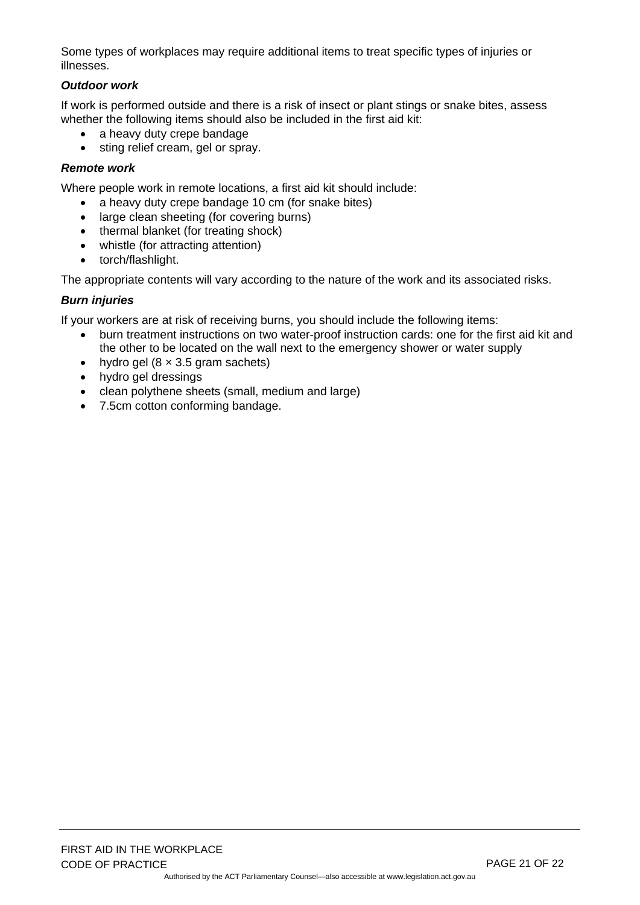Some types of workplaces may require additional items to treat specific types of injuries or illnesses.

***Outdoor work***

If work is performed outside and there is a risk of insect or plant stings or snake bites, assess whether the following items should also be included in the first aid kit:

- a heavy duty crepe bandage
- sting relief cream, gel or spray.

***Remote work***

Where people work in remote locations, a first aid kit should include:

- a heavy duty crepe bandage 10 cm (for snake bites)
- large clean sheeting (for covering burns)
- thermal blanket (for treating shock)
- whistle (for attracting attention)
- torch/flashlight.

The appropriate contents will vary according to the nature of the work and its associated risks.

***Burn injuries***

If your workers are at risk of receiving burns, you should include the following items:

- burn treatment instructions on two water-proof instruction cards: one for the first aid kit and the other to be located on the wall next to the emergency shower or water supply
- hydro gel ($8 \times 3.5$ gram sachets)
- hydro gel dressings
- clean polythene sheets (small, medium and large)
- 7.5cm cotton conforming bandage.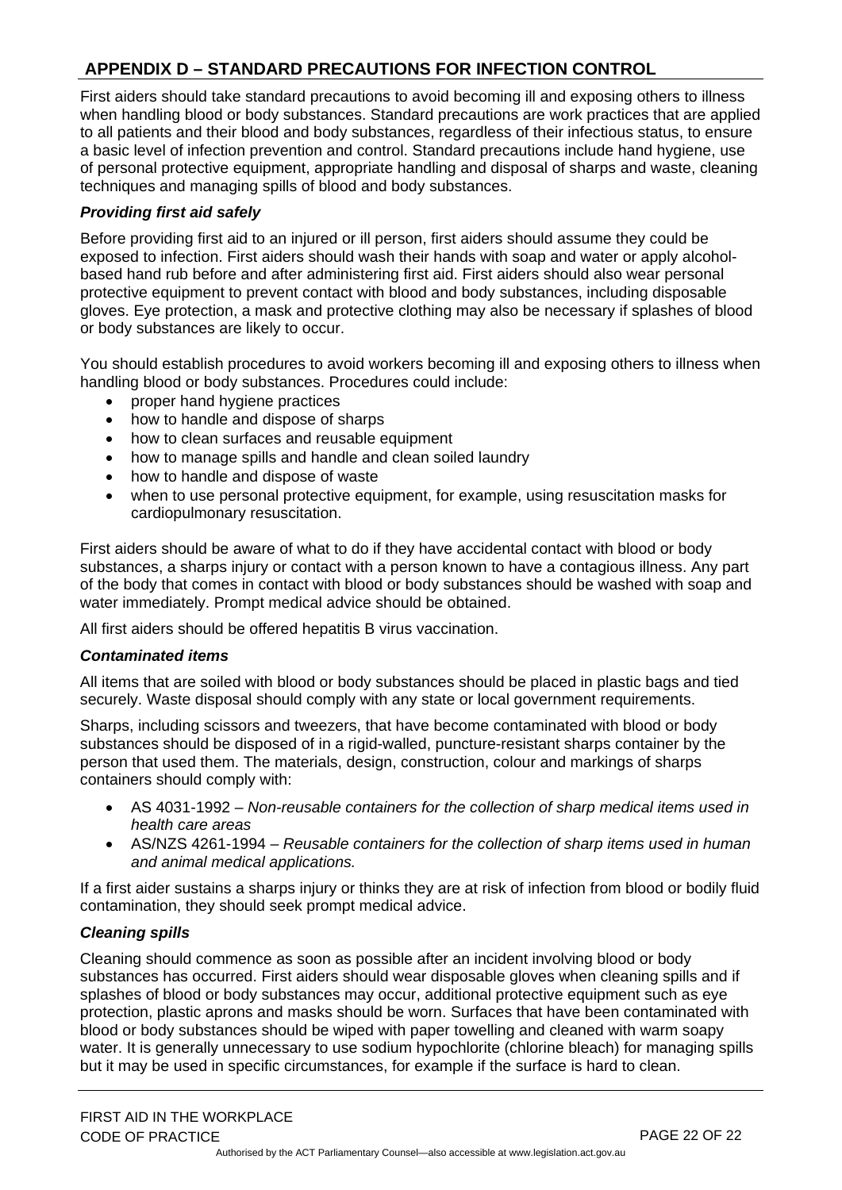## APPENDIX D – STANDARD PRECAUTIONS FOR INFECTION CONTROL

First aiders should take standard precautions to avoid becoming ill and exposing others to illness when handling blood or body substances. Standard precautions are work practices that are applied to all patients and their blood and body substances, regardless of their infectious status, to ensure a basic level of infection prevention and control. Standard precautions include hand hygiene, use of personal protective equipment, appropriate handling and disposal of sharps and waste, cleaning techniques and managing spills of blood and body substances.

### *Providing first aid safely*

Before providing first aid to an injured or ill person, first aiders should assume they could be exposed to infection. First aiders should wash their hands with soap and water or apply alcohol-based hand rub before and after administering first aid. First aiders should also wear personal protective equipment to prevent contact with blood and body substances, including disposable gloves. Eye protection, a mask and protective clothing may also be necessary if splashes of blood or body substances are likely to occur.

You should establish procedures to avoid workers becoming ill and exposing others to illness when handling blood or body substances. Procedures could include:

- proper hand hygiene practices
- how to handle and dispose of sharps
- how to clean surfaces and reusable equipment
- how to manage spills and handle and clean soiled laundry
- how to handle and dispose of waste
- when to use personal protective equipment, for example, using resuscitation masks for cardiopulmonary resuscitation.

First aiders should be aware of what to do if they have accidental contact with blood or body substances, a sharps injury or contact with a person known to have a contagious illness. Any part of the body that comes in contact with blood or body substances should be washed with soap and water immediately. Prompt medical advice should be obtained.

All first aiders should be offered hepatitis B virus vaccination.

### *Contaminated items*

All items that are soiled with blood or body substances should be placed in plastic bags and tied securely. Waste disposal should comply with any state or local government requirements.

Sharps, including scissors and tweezers, that have become contaminated with blood or body substances should be disposed of in a rigid-walled, puncture-resistant sharps container by the person that used them. The materials, design, construction, colour and markings of sharps containers should comply with:

- AS 4031-1992 – *Non-reusable containers for the collection of sharp medical items used in health care areas*
- AS/NZS 4261-1994 – *Reusable containers for the collection of sharp items used in human and animal medical applications.*

If a first aider sustains a sharps injury or thinks they are at risk of infection from blood or bodily fluid contamination, they should seek prompt medical advice.

### *Cleaning spills*

Cleaning should commence as soon as possible after an incident involving blood or body substances has occurred. First aiders should wear disposable gloves when cleaning spills and if splashes of blood or body substances may occur, additional protective equipment such as eye protection, plastic aprons and masks should be worn. Surfaces that have been contaminated with blood or body substances should be wiped with paper towelling and cleaned with warm soapy water. It is generally unnecessary to use sodium hypochlorite (chlorine bleach) for managing spills but it may be used in specific circumstances, for example if the surface is hard to clean.